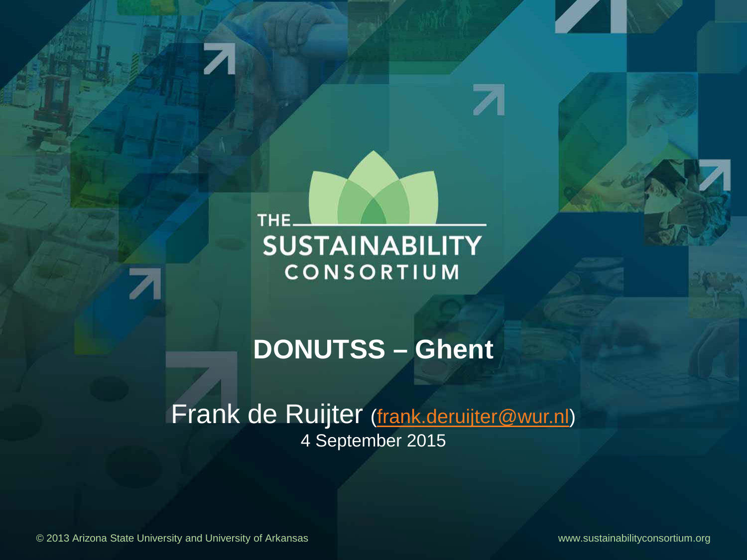THE SUSTAINABILITY CONSORTIUM

# DONUTSS – Ghent

Frank de Ruijter (frank.deruijter@wur.nl)

4 September 2015

© 2013 Arizona State University and University of Arkansas

www.sustainabilityconsortium.org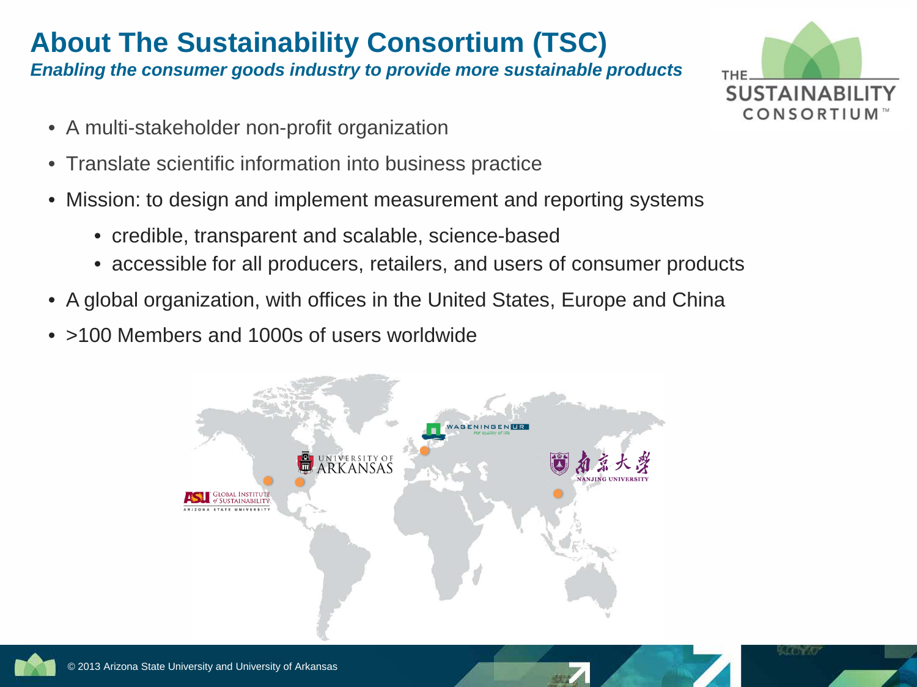# About The Sustainability Consortium (TSC)

***Enabling the consumer goods industry to provide more sustainable products***

- A multi-stakeholder non-profit organization
- Translate scientific information into business practice
- Mission: to design and implement measurement and reporting systems
  - credible, transparent and scalable, science-based
  - accessible for all producers, retailers, and users of consumer products
- A global organization, with offices in the United States, Europe and China
- >100 Members and 1000s of users worldwide

ASU Global Institute of Sustainability, Arizona State University

University of Arkansas

Wageningen UR, For quality of life

南京大学 Nanjing University

© 2013 Arizona State University and University of Arkansas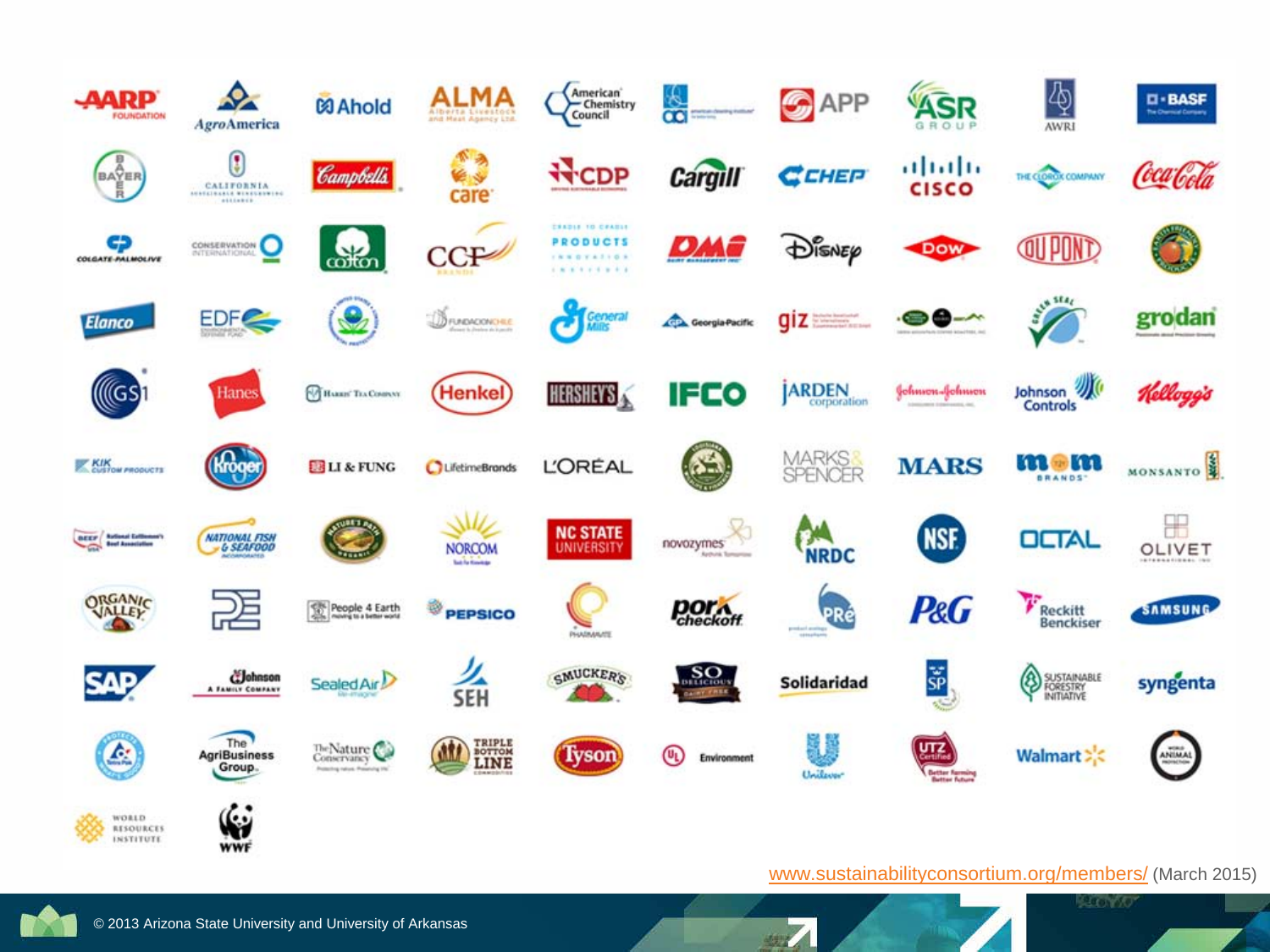www.sustainabilityconsortium.org/members/ (March 2015)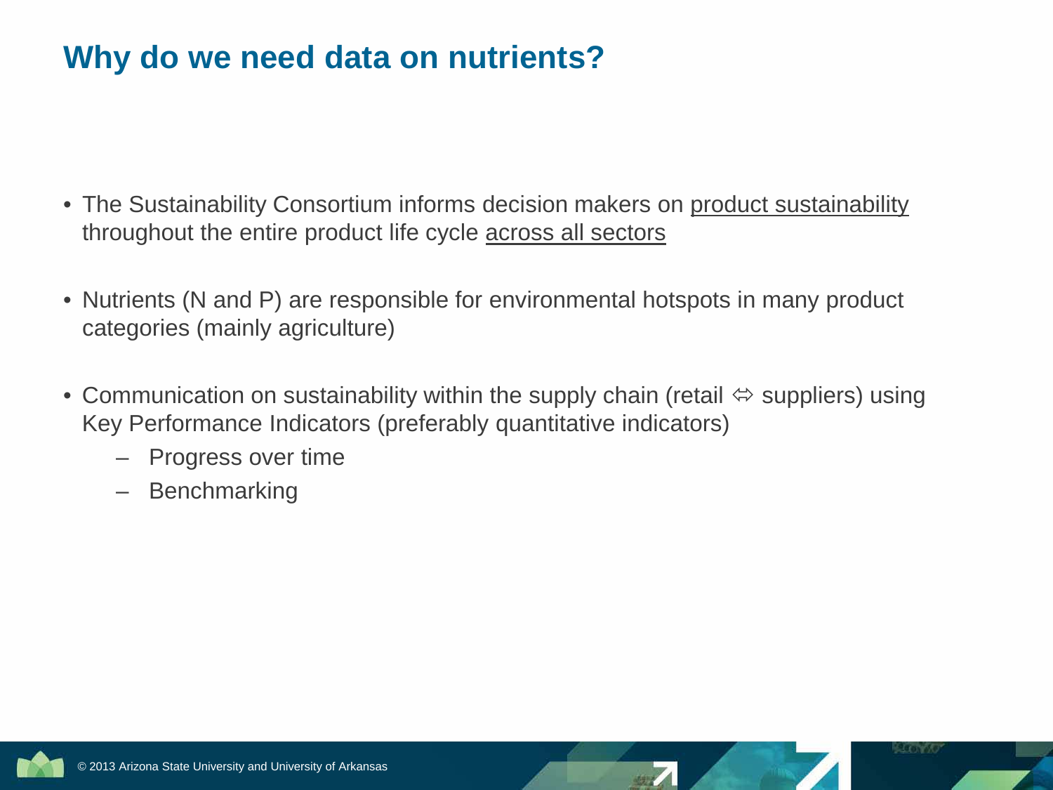# Why do we need data on nutrients?

- The Sustainability Consortium informs decision makers on <u>product sustainability</u> throughout the entire product life cycle <u>across all sectors</u>
- Nutrients (N and P) are responsible for environmental hotspots in many product categories (mainly agriculture)
- Communication on sustainability within the supply chain (retail ⇔ suppliers) using Key Performance Indicators (preferably quantitative indicators)
  - Progress over time
  - Benchmarking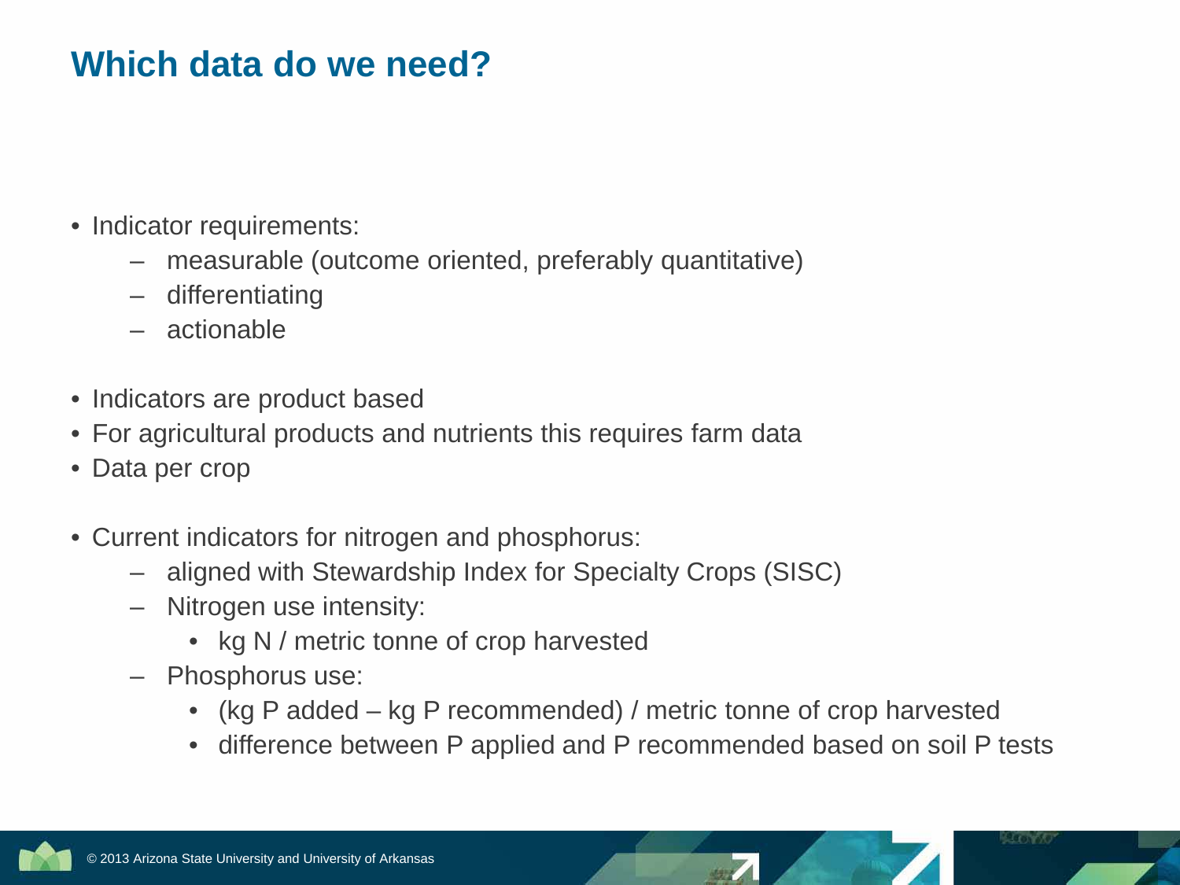# Which data do we need?

- Indicator requirements:
  - measurable (outcome oriented, preferably quantitative)
  - differentiating
  - actionable

- Indicators are product based
- For agricultural products and nutrients this requires farm data
- Data per crop

- Current indicators for nitrogen and phosphorus:
  - aligned with Stewardship Index for Specialty Crops (SISC)
  - Nitrogen use intensity:
    - kg N / metric tonne of crop harvested
  - Phosphorus use:
    - (kg P added – kg P recommended) / metric tonne of crop harvested
    - difference between P applied and P recommended based on soil P tests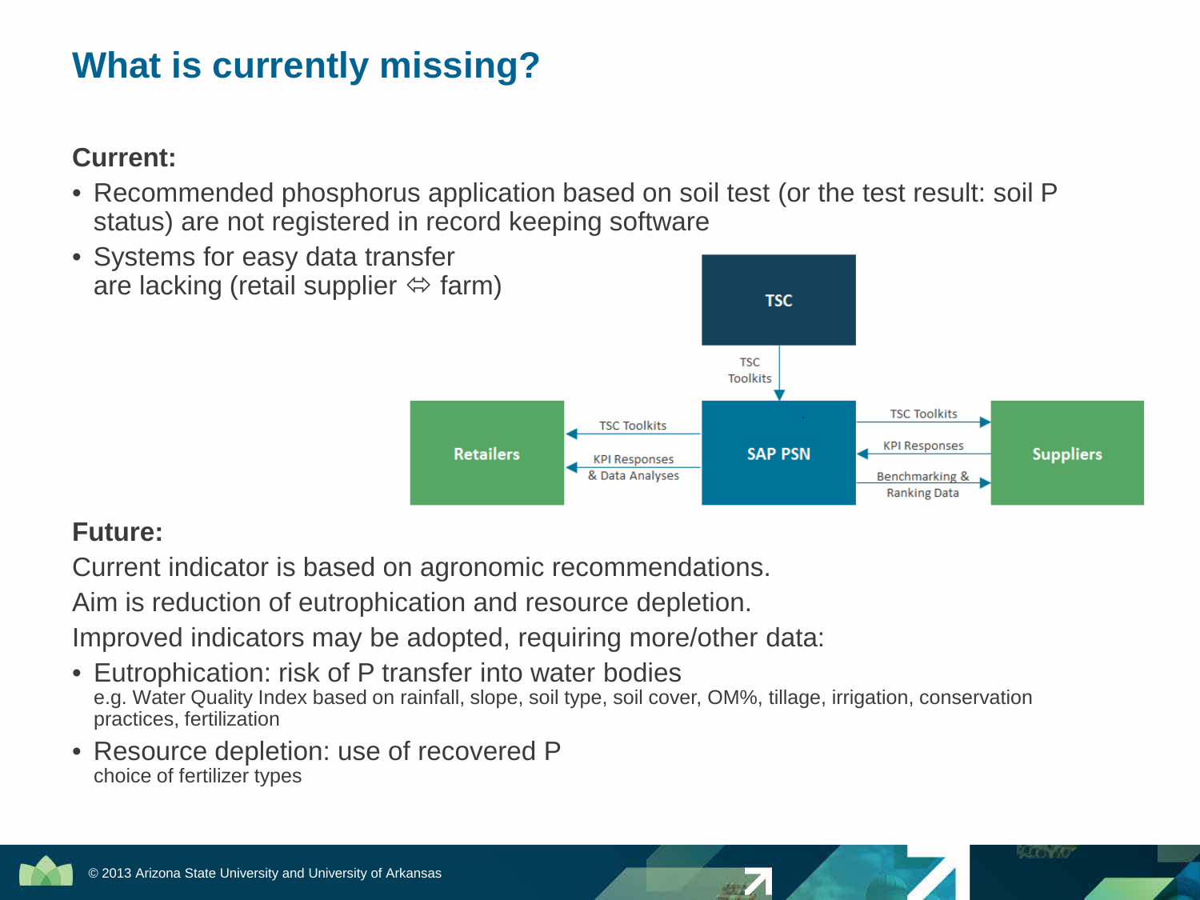# What is currently missing?

**Current:**

- Recommended phosphorus application based on soil test (or the test result: soil P status) are not registered in record keeping software
- Systems for easy data transfer are lacking (retail supplier ⇔ farm)

TSC

TSC Toolkits

Retailers — TSC Toolkits / KPI Responses & Data Analyses — SAP PSN — TSC Toolkits / KPI Responses / Benchmarking & Ranking Data — Suppliers

**Future:**

Current indicator is based on agronomic recommendations.

Aim is reduction of eutrophication and resource depletion.

Improved indicators may be adopted, requiring more/other data:

- Eutrophication: risk of P transfer into water bodies
  e.g. Water Quality Index based on rainfall, slope, soil type, soil cover, OM%, tillage, irrigation, conservation practices, fertilization
- Resource depletion: use of recovered P
  choice of fertilizer types

© 2013 Arizona State University and University of Arkansas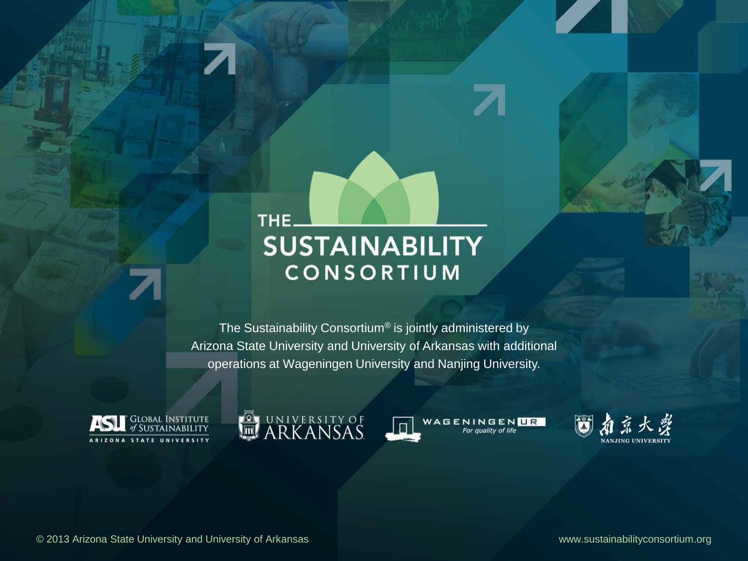# THE SUSTAINABILITY CONSORTIUM

The Sustainability Consortium® is jointly administered by Arizona State University and University of Arkansas with additional operations at Wageningen University and Nanjing University.

ASU GLOBAL INSTITUTE of SUSTAINABILITY ARIZONA STATE UNIVERSITY

UNIVERSITY OF ARKANSAS

WAGENINGEN UR For quality of life

南京大学 NANJING UNIVERSITY

© 2013 Arizona State University and University of Arkansas

www.sustainabilityconsortium.org